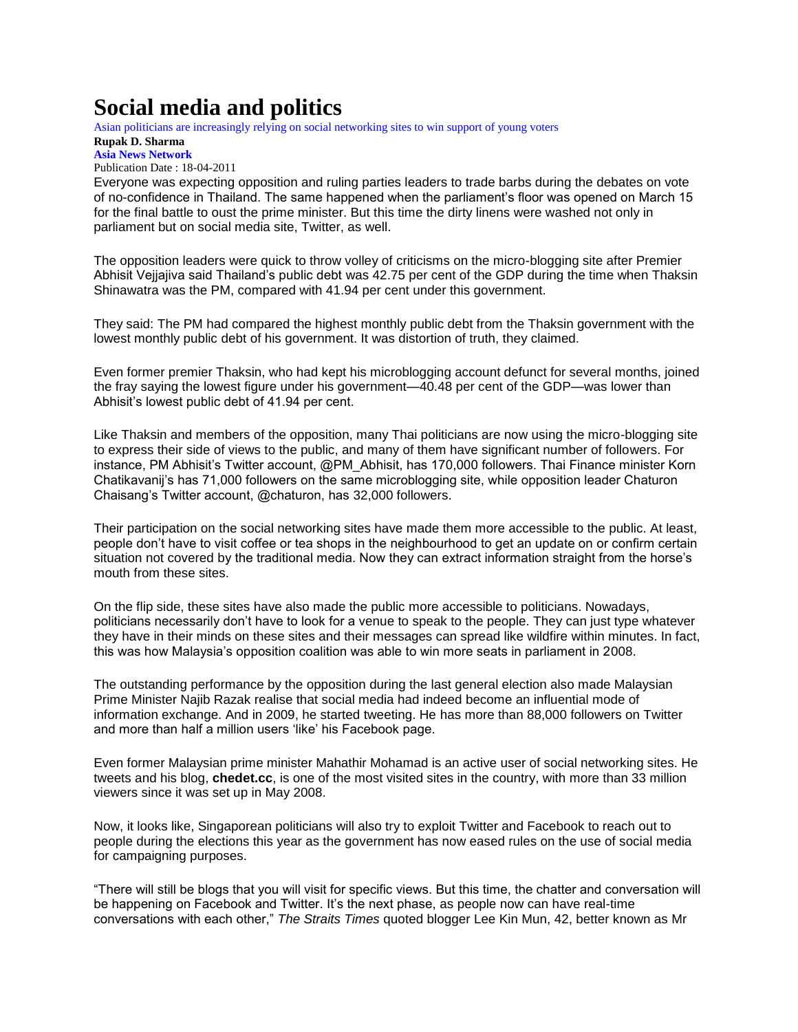# Social media and politics

Asian politicians are increasingly relying on social networking sites to win support of young voters

**Rupak D. Sharma**

**Asia News Network**

Publication Date : 18-04-2011

Everyone was expecting opposition and ruling parties leaders to trade barbs during the debates on vote of no-confidence in Thailand. The same happened when the parliament's floor was opened on March 15 for the final battle to oust the prime minister. But this time the dirty linens were washed not only in parliament but on social media site, Twitter, as well.

The opposition leaders were quick to throw volley of criticisms on the micro-blogging site after Premier Abhisit Vejjajiva said Thailand's public debt was 42.75 per cent of the GDP during the time when Thaksin Shinawatra was the PM, compared with 41.94 per cent under this government.

They said: The PM had compared the highest monthly public debt from the Thaksin government with the lowest monthly public debt of his government. It was distortion of truth, they claimed.

Even former premier Thaksin, who had kept his microblogging account defunct for several months, joined the fray saying the lowest figure under his government—40.48 per cent of the GDP—was lower than Abhisit's lowest public debt of 41.94 per cent.

Like Thaksin and members of the opposition, many Thai politicians are now using the micro-blogging site to express their side of views to the public, and many of them have significant number of followers. For instance, PM Abhisit's Twitter account, @PM_Abhisit, has 170,000 followers. Thai Finance minister Korn Chatikavanij's has 71,000 followers on the same microblogging site, while opposition leader Chaturon Chaisang's Twitter account, @chaturon, has 32,000 followers.

Their participation on the social networking sites have made them more accessible to the public. At least, people don't have to visit coffee or tea shops in the neighbourhood to get an update on or confirm certain situation not covered by the traditional media. Now they can extract information straight from the horse's mouth from these sites.

On the flip side, these sites have also made the public more accessible to politicians. Nowadays, politicians necessarily don't have to look for a venue to speak to the people. They can just type whatever they have in their minds on these sites and their messages can spread like wildfire within minutes. In fact, this was how Malaysia's opposition coalition was able to win more seats in parliament in 2008.

The outstanding performance by the opposition during the last general election also made Malaysian Prime Minister Najib Razak realise that social media had indeed become an influential mode of information exchange. And in 2009, he started tweeting. He has more than 88,000 followers on Twitter and more than half a million users 'like' his Facebook page.

Even former Malaysian prime minister Mahathir Mohamad is an active user of social networking sites. He tweets and his blog, **chedet.cc**, is one of the most visited sites in the country, with more than 33 million viewers since it was set up in May 2008.

Now, it looks like, Singaporean politicians will also try to exploit Twitter and Facebook to reach out to people during the elections this year as the government has now eased rules on the use of social media for campaigning purposes.

"There will still be blogs that you will visit for specific views. But this time, the chatter and conversation will be happening on Facebook and Twitter. It's the next phase, as people now can have real-time conversations with each other," *The Straits Times* quoted blogger Lee Kin Mun, 42, better known as Mr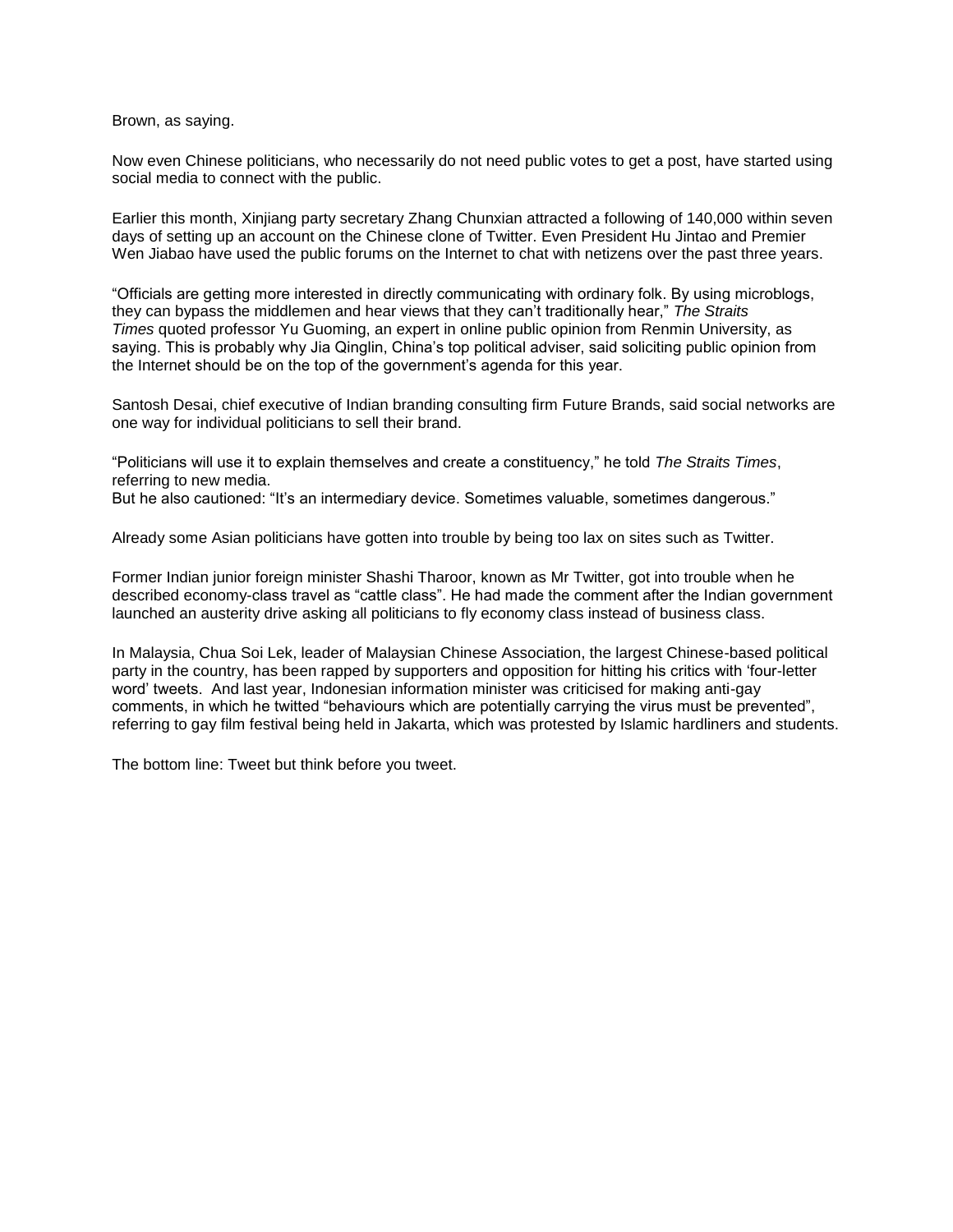Brown, as saying.

Now even Chinese politicians, who necessarily do not need public votes to get a post, have started using social media to connect with the public.

Earlier this month, Xinjiang party secretary Zhang Chunxian attracted a following of 140,000 within seven days of setting up an account on the Chinese clone of Twitter. Even President Hu Jintao and Premier Wen Jiabao have used the public forums on the Internet to chat with netizens over the past three years.

"Officials are getting more interested in directly communicating with ordinary folk. By using microblogs, they can bypass the middlemen and hear views that they can't traditionally hear," *The Straits Times* quoted professor Yu Guoming, an expert in online public opinion from Renmin University, as saying. This is probably why Jia Qinglin, China's top political adviser, said soliciting public opinion from the Internet should be on the top of the government's agenda for this year.

Santosh Desai, chief executive of Indian branding consulting firm Future Brands, said social networks are one way for individual politicians to sell their brand.

"Politicians will use it to explain themselves and create a constituency," he told *The Straits Times*, referring to new media.
But he also cautioned: "It's an intermediary device. Sometimes valuable, sometimes dangerous."

Already some Asian politicians have gotten into trouble by being too lax on sites such as Twitter.

Former Indian junior foreign minister Shashi Tharoor, known as Mr Twitter, got into trouble when he described economy-class travel as "cattle class". He had made the comment after the Indian government launched an austerity drive asking all politicians to fly economy class instead of business class.

In Malaysia, Chua Soi Lek, leader of Malaysian Chinese Association, the largest Chinese-based political party in the country, has been rapped by supporters and opposition for hitting his critics with 'four-letter word' tweets. And last year, Indonesian information minister was criticised for making anti-gay comments, in which he twitted "behaviours which are potentially carrying the virus must be prevented", referring to gay film festival being held in Jakarta, which was protested by Islamic hardliners and students.

The bottom line: Tweet but think before you tweet.